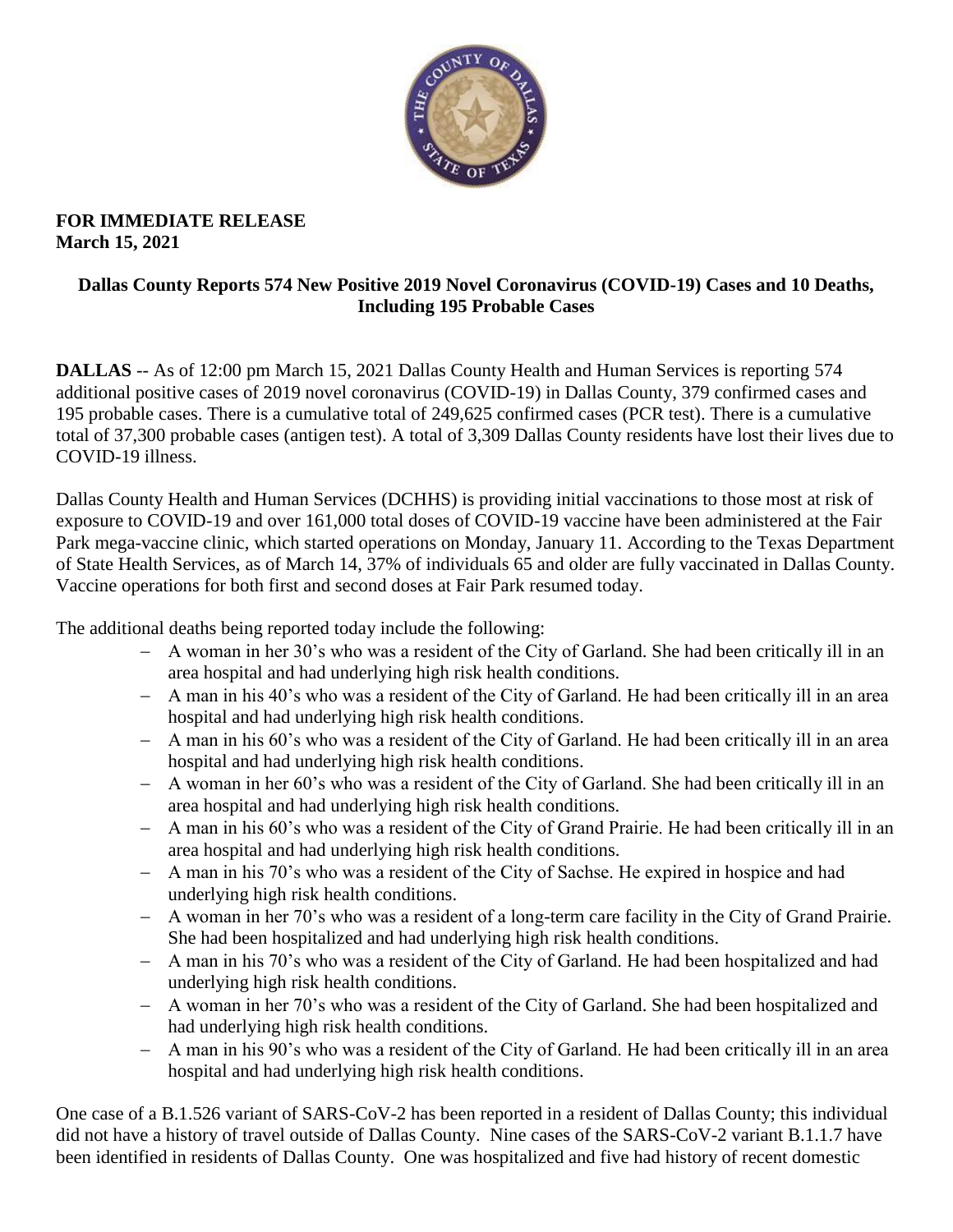**FOR IMMEDIATE RELEASE**
**March 15, 2021**

## Dallas County Reports 574 New Positive 2019 Novel Coronavirus (COVID-19) Cases and 10 Deaths, Including 195 Probable Cases

**DALLAS** -- As of 12:00 pm March 15, 2021 Dallas County Health and Human Services is reporting 574 additional positive cases of 2019 novel coronavirus (COVID-19) in Dallas County, 379 confirmed cases and 195 probable cases. There is a cumulative total of 249,625 confirmed cases (PCR test). There is a cumulative total of 37,300 probable cases (antigen test). A total of 3,309 Dallas County residents have lost their lives due to COVID-19 illness.

Dallas County Health and Human Services (DCHHS) is providing initial vaccinations to those most at risk of exposure to COVID-19 and over 161,000 total doses of COVID-19 vaccine have been administered at the Fair Park mega-vaccine clinic, which started operations on Monday, January 11. According to the Texas Department of State Health Services, as of March 14, 37% of individuals 65 and older are fully vaccinated in Dallas County. Vaccine operations for both first and second doses at Fair Park resumed today.

The additional deaths being reported today include the following:

- A woman in her 30's who was a resident of the City of Garland. She had been critically ill in an area hospital and had underlying high risk health conditions.
- A man in his 40's who was a resident of the City of Garland. He had been critically ill in an area hospital and had underlying high risk health conditions.
- A man in his 60's who was a resident of the City of Garland. He had been critically ill in an area hospital and had underlying high risk health conditions.
- A woman in her 60's who was a resident of the City of Garland. She had been critically ill in an area hospital and had underlying high risk health conditions.
- A man in his 60's who was a resident of the City of Grand Prairie. He had been critically ill in an area hospital and had underlying high risk health conditions.
- A man in his 70's who was a resident of the City of Sachse. He expired in hospice and had underlying high risk health conditions.
- A woman in her 70's who was a resident of a long-term care facility in the City of Grand Prairie. She had been hospitalized and had underlying high risk health conditions.
- A man in his 70's who was a resident of the City of Garland. He had been hospitalized and had underlying high risk health conditions.
- A woman in her 70's who was a resident of the City of Garland. She had been hospitalized and had underlying high risk health conditions.
- A man in his 90's who was a resident of the City of Garland. He had been critically ill in an area hospital and had underlying high risk health conditions.

One case of a B.1.526 variant of SARS-CoV-2 has been reported in a resident of Dallas County; this individual did not have a history of travel outside of Dallas County. Nine cases of the SARS-CoV-2 variant B.1.1.7 have been identified in residents of Dallas County. One was hospitalized and five had history of recent domestic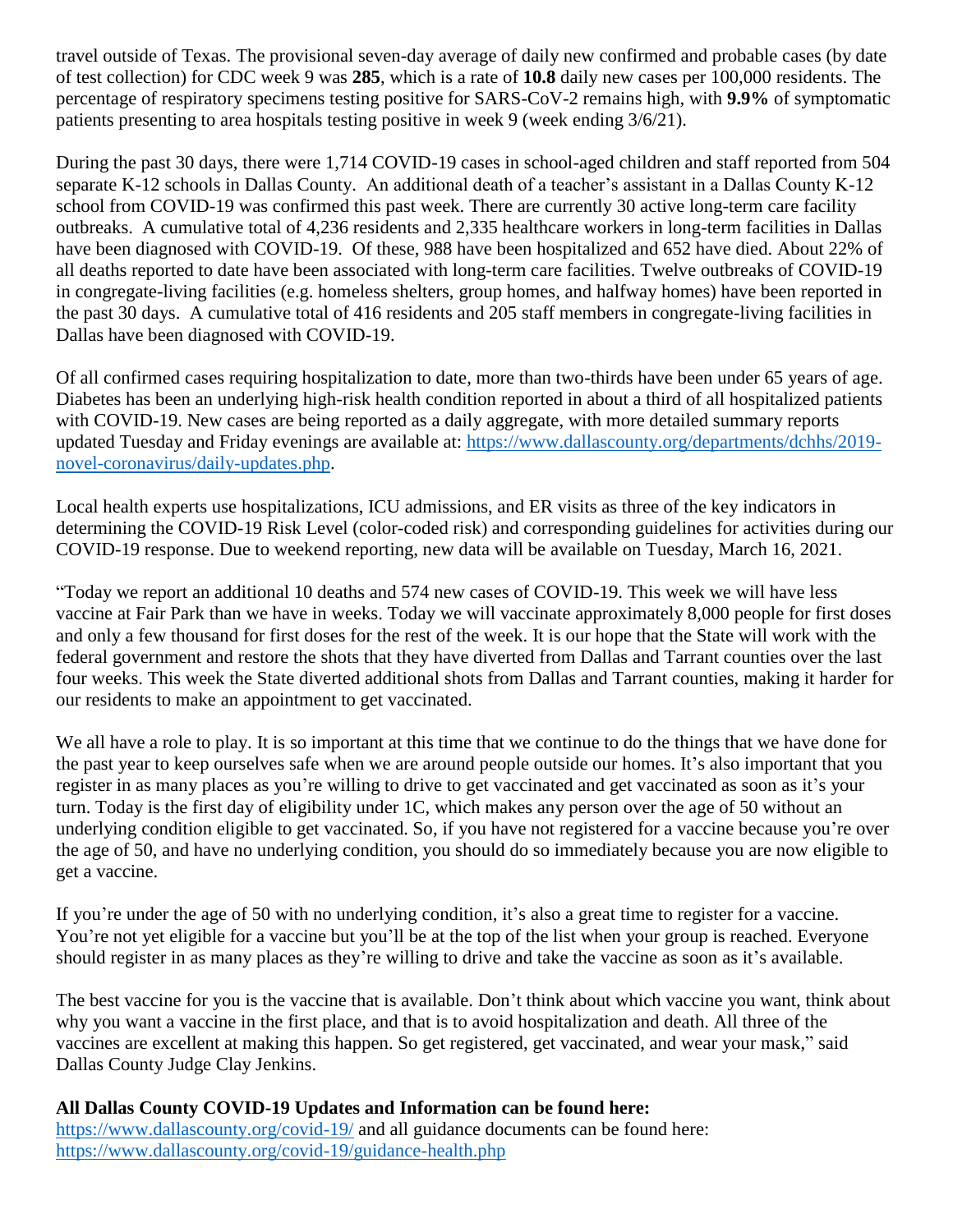travel outside of Texas. The provisional seven-day average of daily new confirmed and probable cases (by date of test collection) for CDC week 9 was **285**, which is a rate of **10.8** daily new cases per 100,000 residents. The percentage of respiratory specimens testing positive for SARS-CoV-2 remains high, with **9.9%** of symptomatic patients presenting to area hospitals testing positive in week 9 (week ending 3/6/21).

During the past 30 days, there were 1,714 COVID-19 cases in school-aged children and staff reported from 504 separate K-12 schools in Dallas County. An additional death of a teacher's assistant in a Dallas County K-12 school from COVID-19 was confirmed this past week. There are currently 30 active long-term care facility outbreaks. A cumulative total of 4,236 residents and 2,335 healthcare workers in long-term facilities in Dallas have been diagnosed with COVID-19. Of these, 988 have been hospitalized and 652 have died. About 22% of all deaths reported to date have been associated with long-term care facilities. Twelve outbreaks of COVID-19 in congregate-living facilities (e.g. homeless shelters, group homes, and halfway homes) have been reported in the past 30 days. A cumulative total of 416 residents and 205 staff members in congregate-living facilities in Dallas have been diagnosed with COVID-19.

Of all confirmed cases requiring hospitalization to date, more than two-thirds have been under 65 years of age. Diabetes has been an underlying high-risk health condition reported in about a third of all hospitalized patients with COVID-19. New cases are being reported as a daily aggregate, with more detailed summary reports updated Tuesday and Friday evenings are available at: [https://www.dallascounty.org/departments/dchhs/2019-novel-coronavirus/daily-updates.php](https://www.dallascounty.org/departments/dchhs/2019-novel-coronavirus/daily-updates.php).

Local health experts use hospitalizations, ICU admissions, and ER visits as three of the key indicators in determining the COVID-19 Risk Level (color-coded risk) and corresponding guidelines for activities during our COVID-19 response. Due to weekend reporting, new data will be available on Tuesday, March 16, 2021.

"Today we report an additional 10 deaths and 574 new cases of COVID-19. This week we will have less vaccine at Fair Park than we have in weeks. Today we will vaccinate approximately 8,000 people for first doses and only a few thousand for first doses for the rest of the week. It is our hope that the State will work with the federal government and restore the shots that they have diverted from Dallas and Tarrant counties over the last four weeks. This week the State diverted additional shots from Dallas and Tarrant counties, making it harder for our residents to make an appointment to get vaccinated.

We all have a role to play. It is so important at this time that we continue to do the things that we have done for the past year to keep ourselves safe when we are around people outside our homes. It's also important that you register in as many places as you're willing to drive to get vaccinated and get vaccinated as soon as it's your turn. Today is the first day of eligibility under 1C, which makes any person over the age of 50 without an underlying condition eligible to get vaccinated. So, if you have not registered for a vaccine because you're over the age of 50, and have no underlying condition, you should do so immediately because you are now eligible to get a vaccine.

If you're under the age of 50 with no underlying condition, it's also a great time to register for a vaccine. You're not yet eligible for a vaccine but you'll be at the top of the list when your group is reached. Everyone should register in as many places as they're willing to drive and take the vaccine as soon as it's available.

The best vaccine for you is the vaccine that is available. Don't think about which vaccine you want, think about why you want a vaccine in the first place, and that is to avoid hospitalization and death. All three of the vaccines are excellent at making this happen. So get registered, get vaccinated, and wear your mask," said Dallas County Judge Clay Jenkins.

**All Dallas County COVID-19 Updates and Information can be found here:**
[https://www.dallascounty.org/covid-19/](https://www.dallascounty.org/covid-19/) and all guidance documents can be found here: [https://www.dallascounty.org/covid-19/guidance-health.php](https://www.dallascounty.org/covid-19/guidance-health.php)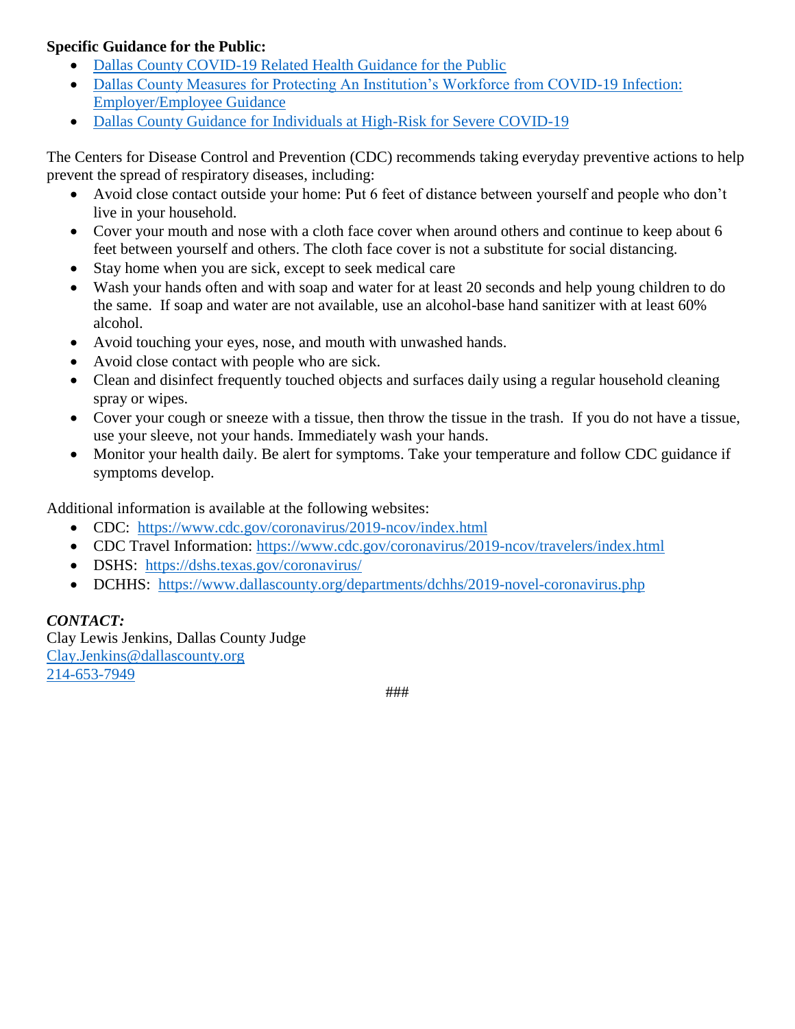**Specific Guidance for the Public:**

- Dallas County COVID-19 Related Health Guidance for the Public
- Dallas County Measures for Protecting An Institution's Workforce from COVID-19 Infection: Employer/Employee Guidance
- Dallas County Guidance for Individuals at High-Risk for Severe COVID-19

The Centers for Disease Control and Prevention (CDC) recommends taking everyday preventive actions to help prevent the spread of respiratory diseases, including:

- Avoid close contact outside your home: Put 6 feet of distance between yourself and people who don't live in your household.
- Cover your mouth and nose with a cloth face cover when around others and continue to keep about 6 feet between yourself and others. The cloth face cover is not a substitute for social distancing.
- Stay home when you are sick, except to seek medical care
- Wash your hands often and with soap and water for at least 20 seconds and help young children to do the same. If soap and water are not available, use an alcohol-base hand sanitizer with at least 60% alcohol.
- Avoid touching your eyes, nose, and mouth with unwashed hands.
- Avoid close contact with people who are sick.
- Clean and disinfect frequently touched objects and surfaces daily using a regular household cleaning spray or wipes.
- Cover your cough or sneeze with a tissue, then throw the tissue in the trash. If you do not have a tissue, use your sleeve, not your hands. Immediately wash your hands.
- Monitor your health daily. Be alert for symptoms. Take your temperature and follow CDC guidance if symptoms develop.

Additional information is available at the following websites:

- CDC: https://www.cdc.gov/coronavirus/2019-ncov/index.html
- CDC Travel Information: https://www.cdc.gov/coronavirus/2019-ncov/travelers/index.html
- DSHS: https://dshs.texas.gov/coronavirus/
- DCHHS: https://www.dallascounty.org/departments/dchhs/2019-novel-coronavirus.php

***CONTACT:***

Clay Lewis Jenkins, Dallas County Judge
Clay.Jenkins@dallascounty.org
214-653-7949

###